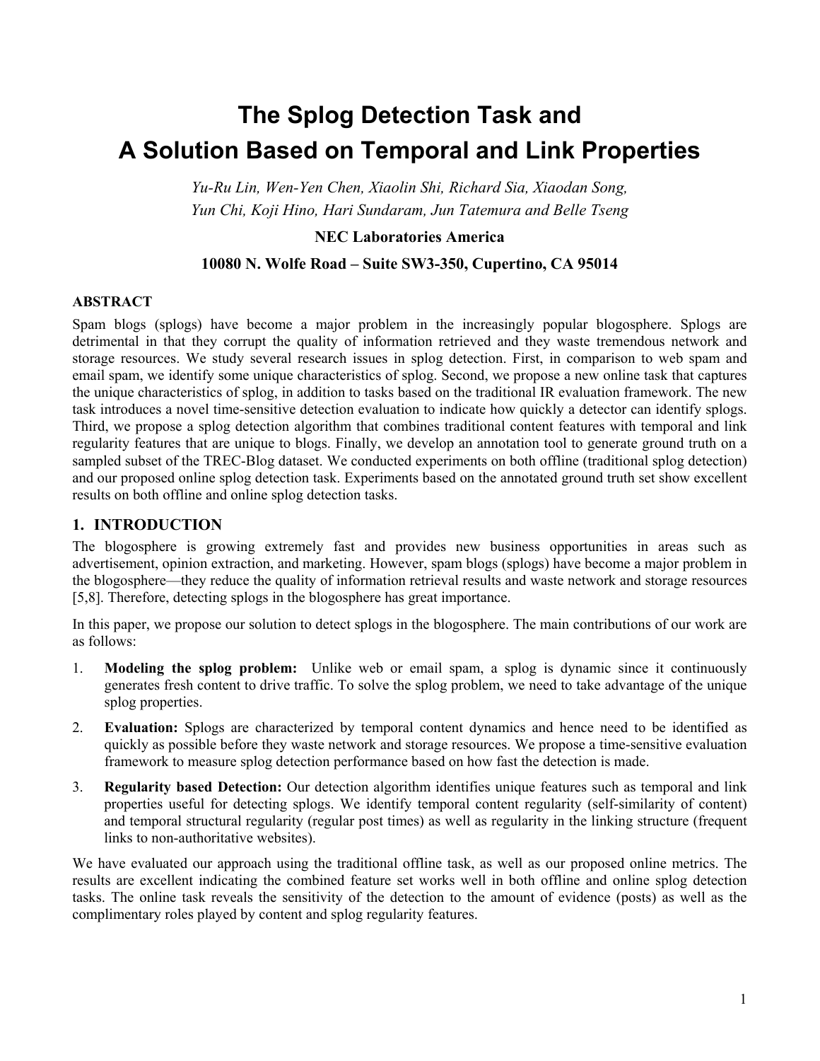# The Splog Detection Task and A Solution Based on Temporal and Link Properties

*Yu-Ru Lin, Wen-Yen Chen, Xiaolin Shi, Richard Sia, Xiaodan Song, Yun Chi, Koji Hino, Hari Sundaram, Jun Tatemura and Belle Tseng*

**NEC Laboratories America**

**10080 N. Wolfe Road – Suite SW3-350, Cupertino, CA 95014**

## ABSTRACT

Spam blogs (splogs) have become a major problem in the increasingly popular blogosphere. Splogs are detrimental in that they corrupt the quality of information retrieved and they waste tremendous network and storage resources. We study several research issues in splog detection. First, in comparison to web spam and email spam, we identify some unique characteristics of splog. Second, we propose a new online task that captures the unique characteristics of splog, in addition to tasks based on the traditional IR evaluation framework. The new task introduces a novel time-sensitive detection evaluation to indicate how quickly a detector can identify splogs. Third, we propose a splog detection algorithm that combines traditional content features with temporal and link regularity features that are unique to blogs. Finally, we develop an annotation tool to generate ground truth on a sampled subset of the TREC-Blog dataset. We conducted experiments on both offline (traditional splog detection) and our proposed online splog detection task. Experiments based on the annotated ground truth set show excellent results on both offline and online splog detection tasks.

## 1. INTRODUCTION

The blogosphere is growing extremely fast and provides new business opportunities in areas such as advertisement, opinion extraction, and marketing. However, spam blogs (splogs) have become a major problem in the blogosphere—they reduce the quality of information retrieval results and waste network and storage resources [5,8]. Therefore, detecting splogs in the blogosphere has great importance.

In this paper, we propose our solution to detect splogs in the blogosphere. The main contributions of our work are as follows:

1. **Modeling the splog problem:** Unlike web or email spam, a splog is dynamic since it continuously generates fresh content to drive traffic. To solve the splog problem, we need to take advantage of the unique splog properties.
2. **Evaluation:** Splogs are characterized by temporal content dynamics and hence need to be identified as quickly as possible before they waste network and storage resources. We propose a time-sensitive evaluation framework to measure splog detection performance based on how fast the detection is made.
3. **Regularity based Detection:** Our detection algorithm identifies unique features such as temporal and link properties useful for detecting splogs. We identify temporal content regularity (self-similarity of content) and temporal structural regularity (regular post times) as well as regularity in the linking structure (frequent links to non-authoritative websites).

We have evaluated our approach using the traditional offline task, as well as our proposed online metrics. The results are excellent indicating the combined feature set works well in both offline and online splog detection tasks. The online task reveals the sensitivity of the detection to the amount of evidence (posts) as well as the complimentary roles played by content and splog regularity features.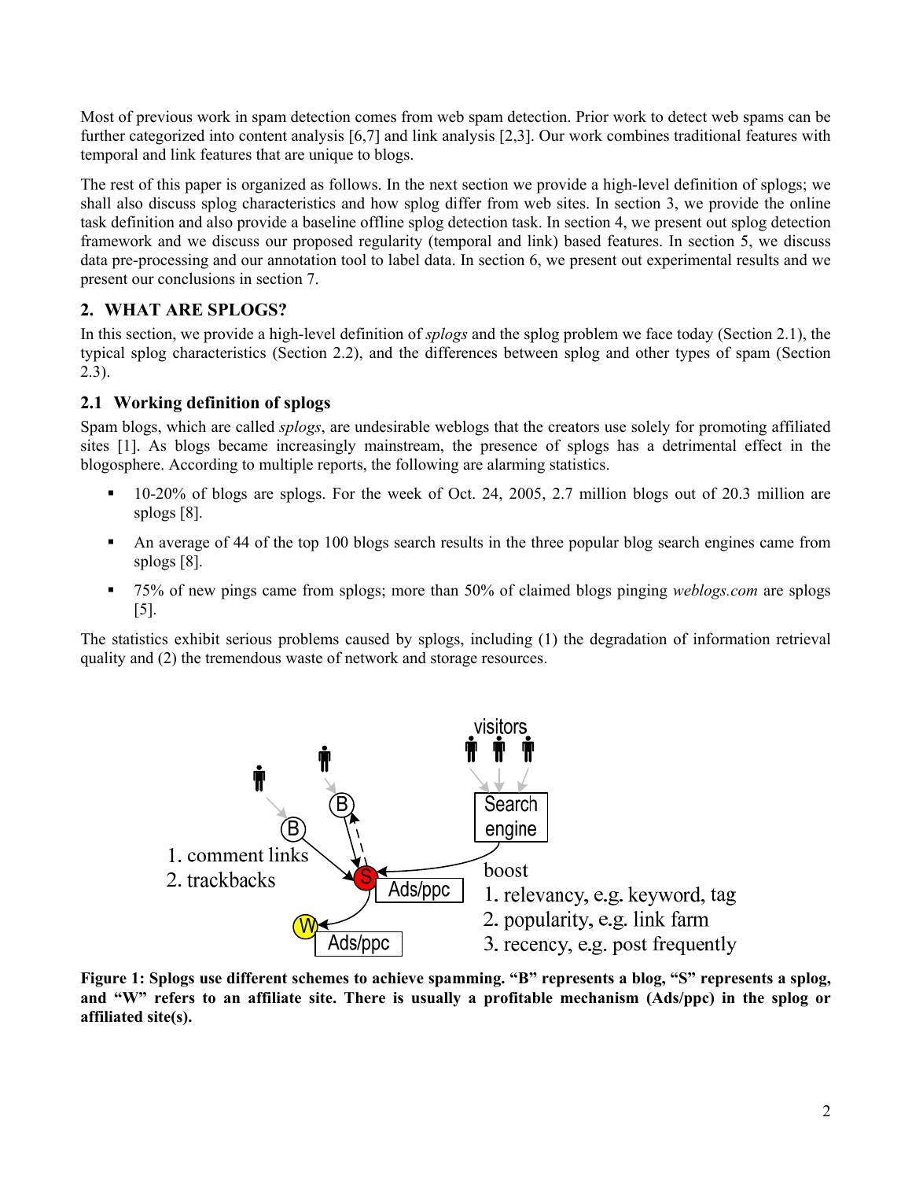Most of previous work in spam detection comes from web spam detection. Prior work to detect web spams can be further categorized into content analysis [6,7] and link analysis [2,3]. Our work combines traditional features with temporal and link features that are unique to blogs.

The rest of this paper is organized as follows. In the next section we provide a high-level definition of splogs; we shall also discuss splog characteristics and how splog differ from web sites. In section 3, we provide the online task definition and also provide a baseline offline splog detection task. In section 4, we present out splog detection framework and we discuss our proposed regularity (temporal and link) based features. In section 5, we discuss data pre-processing and our annotation tool to label data. In section 6, we present out experimental results and we present our conclusions in section 7.

## 2. WHAT ARE SPLOGS?

In this section, we provide a high-level definition of *splogs* and the splog problem we face today (Section 2.1), the typical splog characteristics (Section 2.2), and the differences between splog and other types of spam (Section 2.3).

### 2.1 Working definition of splogs

Spam blogs, which are called *splogs*, are undesirable weblogs that the creators use solely for promoting affiliated sites [1]. As blogs became increasingly mainstream, the presence of splogs has a detrimental effect in the blogosphere. According to multiple reports, the following are alarming statistics.

- 10-20% of blogs are splogs. For the week of Oct. 24, 2005, 2.7 million blogs out of 20.3 million are splogs [8].
- An average of 44 of the top 100 blogs search results in the three popular blog search engines came from splogs [8].
- 75% of new pings came from splogs; more than 50% of claimed blogs pinging *weblogs.com* are splogs [5].

The statistics exhibit serious problems caused by splogs, including (1) the degradation of information retrieval quality and (2) the tremendous waste of network and storage resources.

**Figure 1: Splogs use different schemes to achieve spamming. "B" represents a blog, "S" represents a splog, and "W" refers to an affiliate site. There is usually a profitable mechanism (Ads/ppc) in the splog or affiliated site(s).**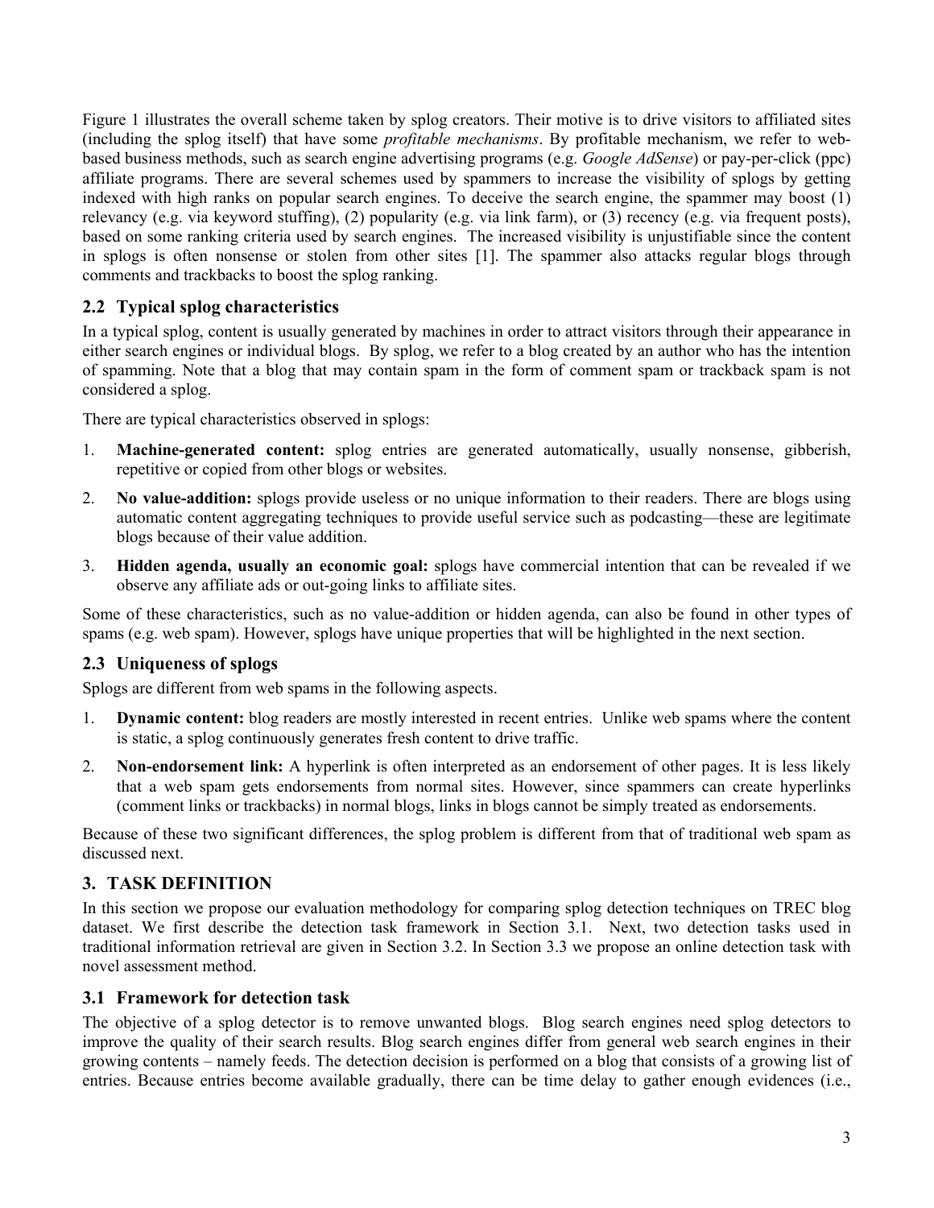Figure 1 illustrates the overall scheme taken by splog creators. Their motive is to drive visitors to affiliated sites (including the splog itself) that have some *profitable mechanisms*. By profitable mechanism, we refer to web-based business methods, such as search engine advertising programs (e.g. *Google AdSense*) or pay-per-click (ppc) affiliate programs. There are several schemes used by spammers to increase the visibility of splogs by getting indexed with high ranks on popular search engines. To deceive the search engine, the spammer may boost (1) relevancy (e.g. via keyword stuffing), (2) popularity (e.g. via link farm), or (3) recency (e.g. via frequent posts), based on some ranking criteria used by search engines. The increased visibility is unjustifiable since the content in splogs is often nonsense or stolen from other sites [1]. The spammer also attacks regular blogs through comments and trackbacks to boost the splog ranking.

## 2.2 Typical splog characteristics

In a typical splog, content is usually generated by machines in order to attract visitors through their appearance in either search engines or individual blogs. By splog, we refer to a blog created by an author who has the intention of spamming. Note that a blog that may contain spam in the form of comment spam or trackback spam is not considered a splog.

There are typical characteristics observed in splogs:

1. **Machine-generated content:** splog entries are generated automatically, usually nonsense, gibberish, repetitive or copied from other blogs or websites.
2. **No value-addition:** splogs provide useless or no unique information to their readers. There are blogs using automatic content aggregating techniques to provide useful service such as podcasting—these are legitimate blogs because of their value addition.
3. **Hidden agenda, usually an economic goal:** splogs have commercial intention that can be revealed if we observe any affiliate ads or out-going links to affiliate sites.

Some of these characteristics, such as no value-addition or hidden agenda, can also be found in other types of spams (e.g. web spam). However, splogs have unique properties that will be highlighted in the next section.

## 2.3 Uniqueness of splogs

Splogs are different from web spams in the following aspects.

1. **Dynamic content:** blog readers are mostly interested in recent entries. Unlike web spams where the content is static, a splog continuously generates fresh content to drive traffic.
2. **Non-endorsement link:** A hyperlink is often interpreted as an endorsement of other pages. It is less likely that a web spam gets endorsements from normal sites. However, since spammers can create hyperlinks (comment links or trackbacks) in normal blogs, links in blogs cannot be simply treated as endorsements.

Because of these two significant differences, the splog problem is different from that of traditional web spam as discussed next.

# 3. TASK DEFINITION

In this section we propose our evaluation methodology for comparing splog detection techniques on TREC blog dataset. We first describe the detection task framework in Section 3.1. Next, two detection tasks used in traditional information retrieval are given in Section 3.2. In Section 3.3 we propose an online detection task with novel assessment method.

## 3.1 Framework for detection task

The objective of a splog detector is to remove unwanted blogs. Blog search engines need splog detectors to improve the quality of their search results. Blog search engines differ from general web search engines in their growing contents – namely feeds. The detection decision is performed on a blog that consists of a growing list of entries. Because entries become available gradually, there can be time delay to gather enough evidences (i.e.,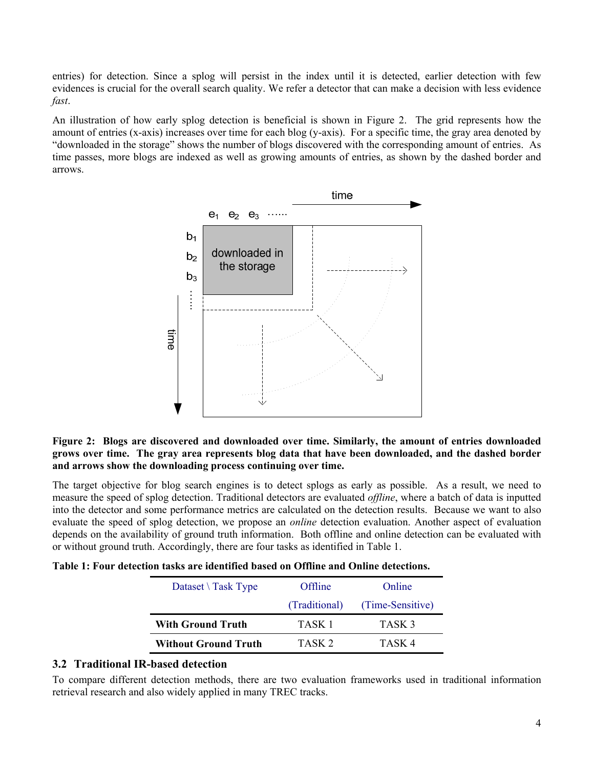entries) for detection. Since a splog will persist in the index until it is detected, earlier detection with few evidences is crucial for the overall search quality. We refer a detector that can make a decision with less evidence *fast*.

An illustration of how early splog detection is beneficial is shown in Figure 2. The grid represents how the amount of entries (x-axis) increases over time for each blog (y-axis). For a specific time, the gray area denoted by "downloaded in the storage" shows the number of blogs discovered with the corresponding amount of entries. As time passes, more blogs are indexed as well as growing amounts of entries, as shown by the dashed border and arrows.

**Figure 2: Blogs are discovered and downloaded over time. Similarly, the amount of entries downloaded grows over time. The gray area represents blog data that have been downloaded, and the dashed border and arrows show the downloading process continuing over time.**

The target objective for blog search engines is to detect splogs as early as possible. As a result, we need to measure the speed of splog detection. Traditional detectors are evaluated *offline*, where a batch of data is inputted into the detector and some performance metrics are calculated on the detection results. Because we want to also evaluate the speed of splog detection, we propose an *online* detection evaluation. Another aspect of evaluation depends on the availability of ground truth information. Both offline and online detection can be evaluated with or without ground truth. Accordingly, there are four tasks as identified in Table 1.

**Table 1: Four detection tasks are identified based on Offline and Online detections.**

| Dataset \ Task Type | Offline (Traditional) | Online (Time-Sensitive) |
|---|---|---|
| **With Ground Truth** | TASK 1 | TASK 3 |
| **Without Ground Truth** | TASK 2 | TASK 4 |

### 3.2 Traditional IR-based detection

To compare different detection methods, there are two evaluation frameworks used in traditional information retrieval research and also widely applied in many TREC tracks.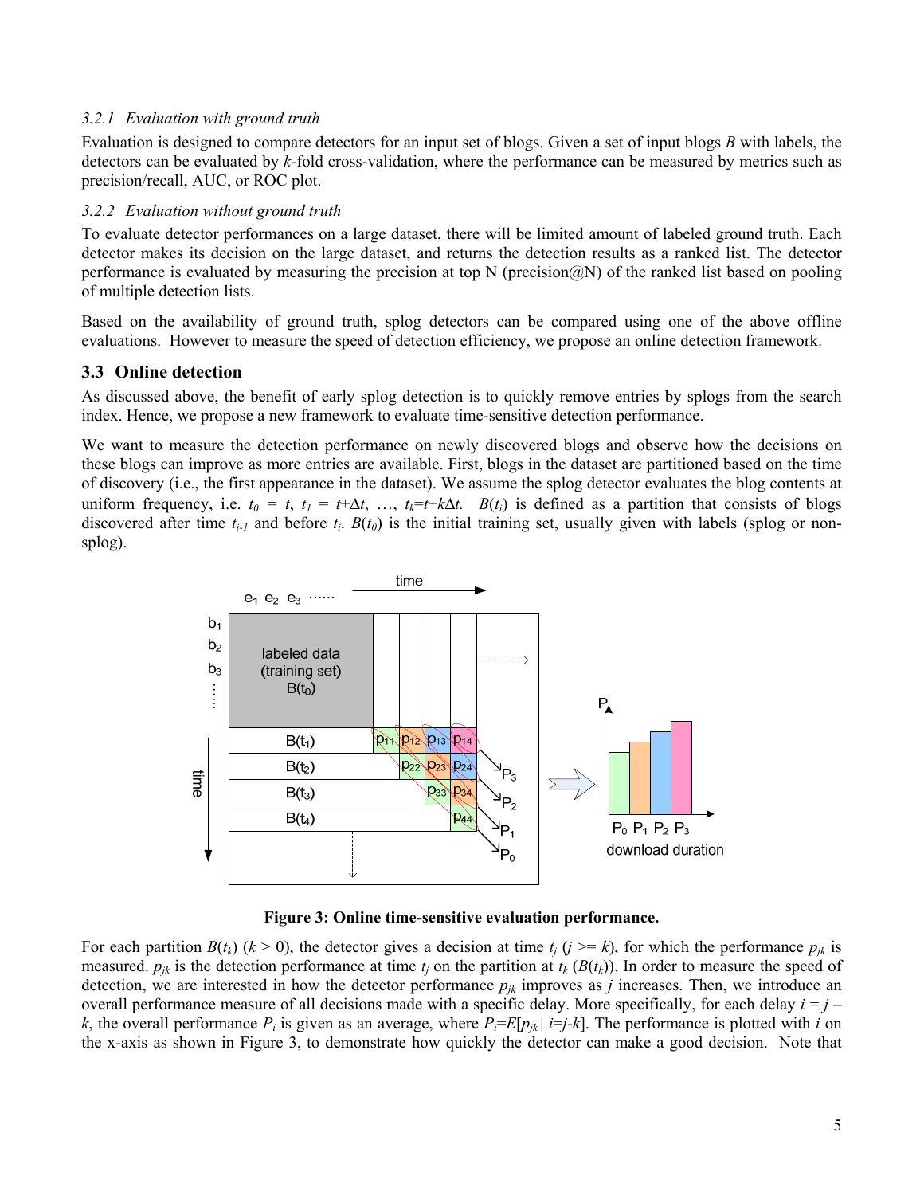#### 3.2.1 Evaluation with ground truth

Evaluation is designed to compare detectors for an input set of blogs. Given a set of input blogs *B* with labels, the detectors can be evaluated by *k*-fold cross-validation, where the performance can be measured by metrics such as precision/recall, AUC, or ROC plot.

#### 3.2.2 Evaluation without ground truth

To evaluate detector performances on a large dataset, there will be limited amount of labeled ground truth. Each detector makes its decision on the large dataset, and returns the detection results as a ranked list. The detector performance is evaluated by measuring the precision at top N (precision@N) of the ranked list based on pooling of multiple detection lists.

Based on the availability of ground truth, splog detectors can be compared using one of the above offline evaluations. However to measure the speed of detection efficiency, we propose an online detection framework.

### 3.3 Online detection

As discussed above, the benefit of early splog detection is to quickly remove entries by splogs from the search index. Hence, we propose a new framework to evaluate time-sensitive detection performance.

We want to measure the detection performance on newly discovered blogs and observe how the decisions on these blogs can improve as more entries are available. First, blogs in the dataset are partitioned based on the time of discovery (i.e., the first appearance in the dataset). We assume the splog detector evaluates the blog contents at uniform frequency, i.e. $t_0 = t$, $t_1 = t+\Delta t$, …, $t_k=t+k\Delta t$. $B(t_i)$ is defined as a partition that consists of blogs discovered after time $t_{i-1}$ and before $t_i$. $B(t_0)$ is the initial training set, usually given with labels (splog or non-splog).

**Figure 3: Online time-sensitive evaluation performance.**

For each partition $B(t_k)$ ($k > 0$), the detector gives a decision at time $t_j$ ($j >= k$), for which the performance $p_{jk}$ is measured. $p_{jk}$ is the detection performance at time $t_j$ on the partition at $t_k$ ($B(t_k)$). In order to measure the speed of detection, we are interested in how the detector performance $p_{jk}$ improves as $j$ increases. Then, we introduce an overall performance measure of all decisions made with a specific delay. More specifically, for each delay $i = j - k$, the overall performance $P_i$ is given as an average, where $P_i=E[p_{jk} \mid i=j-k]$. The performance is plotted with $i$ on the x-axis as shown in Figure 3, to demonstrate how quickly the detector can make a good decision. Note that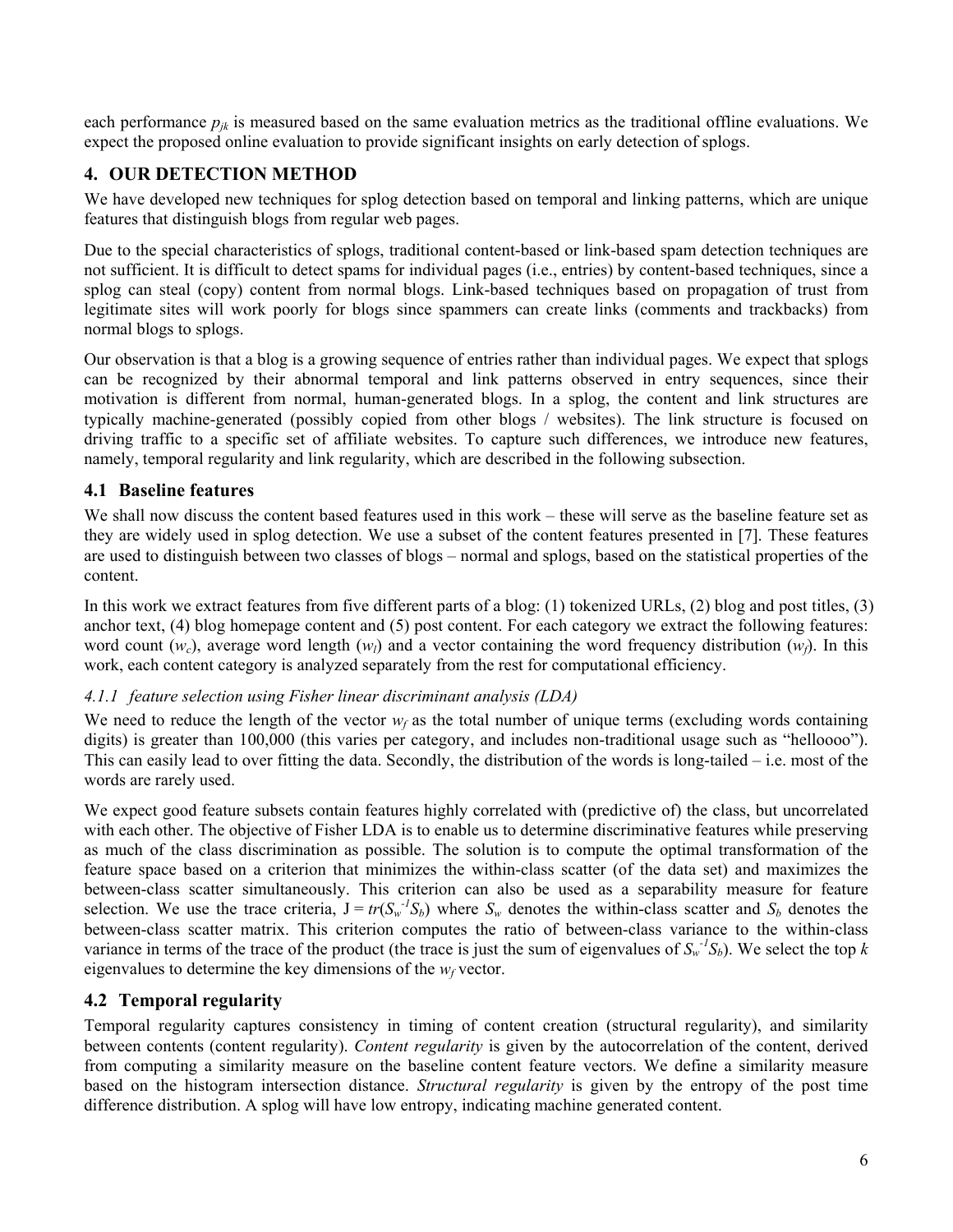each performance $p_{jk}$ is measured based on the same evaluation metrics as the traditional offline evaluations. We expect the proposed online evaluation to provide significant insights on early detection of splogs.

## 4. OUR DETECTION METHOD

We have developed new techniques for splog detection based on temporal and linking patterns, which are unique features that distinguish blogs from regular web pages.

Due to the special characteristics of splogs, traditional content-based or link-based spam detection techniques are not sufficient. It is difficult to detect spams for individual pages (i.e., entries) by content-based techniques, since a splog can steal (copy) content from normal blogs. Link-based techniques based on propagation of trust from legitimate sites will work poorly for blogs since spammers can create links (comments and trackbacks) from normal blogs to splogs.

Our observation is that a blog is a growing sequence of entries rather than individual pages. We expect that splogs can be recognized by their abnormal temporal and link patterns observed in entry sequences, since their motivation is different from normal, human-generated blogs. In a splog, the content and link structures are typically machine-generated (possibly copied from other blogs / websites). The link structure is focused on driving traffic to a specific set of affiliate websites. To capture such differences, we introduce new features, namely, temporal regularity and link regularity, which are described in the following subsection.

### 4.1 Baseline features

We shall now discuss the content based features used in this work – these will serve as the baseline feature set as they are widely used in splog detection. We use a subset of the content features presented in [7]. These features are used to distinguish between two classes of blogs – normal and splogs, based on the statistical properties of the content.

In this work we extract features from five different parts of a blog: (1) tokenized URLs, (2) blog and post titles, (3) anchor text, (4) blog homepage content and (5) post content. For each category we extract the following features: word count ($w_c$), average word length ($w_l$) and a vector containing the word frequency distribution ($w_f$). In this work, each content category is analyzed separately from the rest for computational efficiency.

#### *4.1.1 feature selection using Fisher linear discriminant analysis (LDA)*

We need to reduce the length of the vector $w_f$ as the total number of unique terms (excluding words containing digits) is greater than 100,000 (this varies per category, and includes non-traditional usage such as "helloooo"). This can easily lead to over fitting the data. Secondly, the distribution of the words is long-tailed – i.e. most of the words are rarely used.

We expect good feature subsets contain features highly correlated with (predictive of) the class, but uncorrelated with each other. The objective of Fisher LDA is to enable us to determine discriminative features while preserving as much of the class discrimination as possible. The solution is to compute the optimal transformation of the feature space based on a criterion that minimizes the within-class scatter (of the data set) and maximizes the between-class scatter simultaneously. This criterion can also be used as a separability measure for feature selection. We use the trace criteria, $J = tr(S_w^{-1}S_b)$ where $S_w$ denotes the within-class scatter and $S_b$ denotes the between-class scatter matrix. This criterion computes the ratio of between-class variance to the within-class variance in terms of the trace of the product (the trace is just the sum of eigenvalues of $S_w^{-1}S_b$). We select the top $k$ eigenvalues to determine the key dimensions of the $w_f$ vector.

### 4.2 Temporal regularity

Temporal regularity captures consistency in timing of content creation (structural regularity), and similarity between contents (content regularity). *Content regularity* is given by the autocorrelation of the content, derived from computing a similarity measure on the baseline content feature vectors. We define a similarity measure based on the histogram intersection distance. *Structural regularity* is given by the entropy of the post time difference distribution. A splog will have low entropy, indicating machine generated content.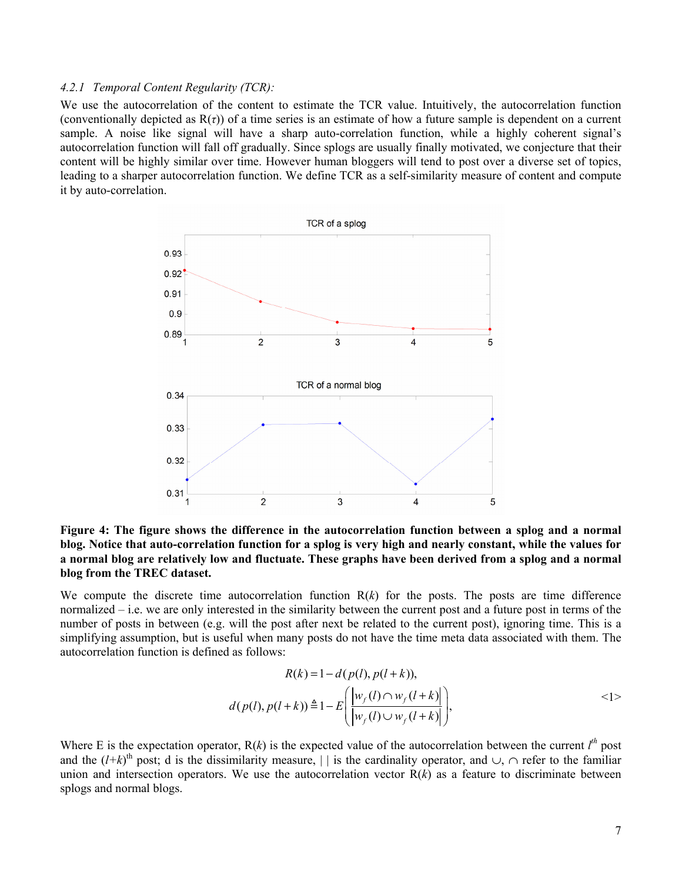#### 4.2.1 *Temporal Content Regularity (TCR):*

We use the autocorrelation of the content to estimate the TCR value. Intuitively, the autocorrelation function (conventionally depicted as $R(\tau)$) of a time series is an estimate of how a future sample is dependent on a current sample. A noise like signal will have a sharp auto-correlation function, while a highly coherent signal's autocorrelation function will fall off gradually. Since splogs are usually finally motivated, we conjecture that their content will be highly similar over time. However human bloggers will tend to post over a diverse set of topics, leading to a sharper autocorrelation function. We define TCR as a self-similarity measure of content and compute it by auto-correlation.

**Figure 4: The figure shows the difference in the autocorrelation function between a splog and a normal blog. Notice that auto-correlation function for a splog is very high and nearly constant, while the values for a normal blog are relatively low and fluctuate. These graphs have been derived from a splog and a normal blog from the TREC dataset.**

We compute the discrete time autocorrelation function $R(k)$ for the posts. The posts are time difference normalized – i.e. we are only interested in the similarity between the current post and a future post in terms of the number of posts in between (e.g. will the post after next be related to the current post), ignoring time. This is a simplifying assumption, but is useful when many posts do not have the time meta data associated with them. The autocorrelation function is defined as follows:

$$
\begin{aligned}
R(k) &= 1 - d(p(l), p(l+k)), \\
d(p(l), p(l+k)) &\triangleq 1 - E\left( \frac{\left| w_f(l) \cap w_f(l+k) \right|}{\left| w_f(l) \cup w_f(l+k) \right|} \right),
\end{aligned}
\qquad \text{<1>}
$$

Where E is the expectation operator, $R(k)$ is the expected value of the autocorrelation between the current $l^{th}$ post and the $(l+k)^{th}$ post; d is the dissimilarity measure, | | is the cardinality operator, and $\cup$, $\cap$ refer to the familiar union and intersection operators. We use the autocorrelation vector $R(k)$ as a feature to discriminate between splogs and normal blogs.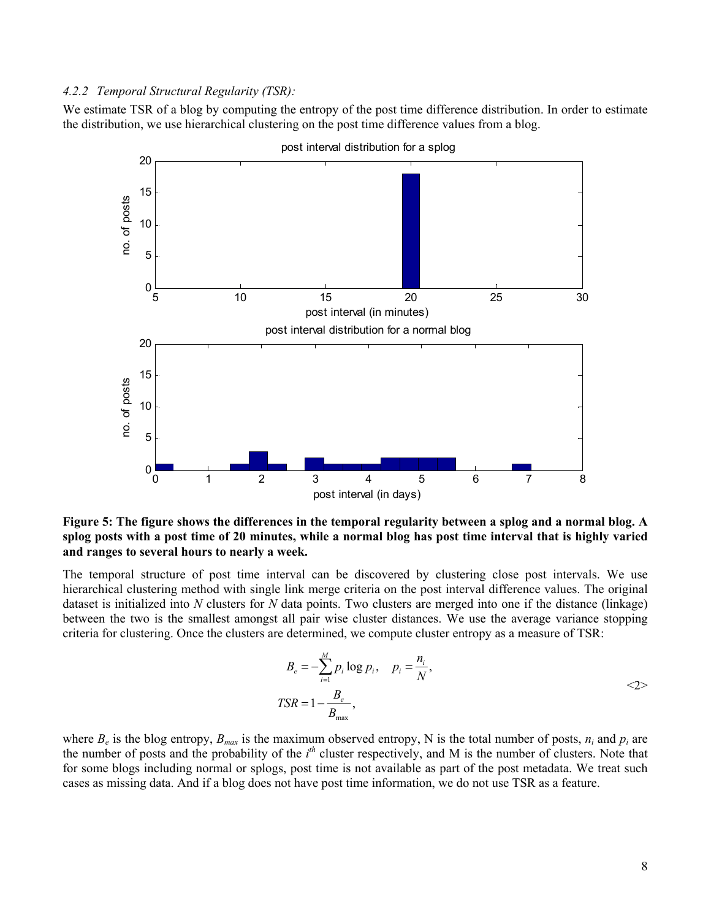#### *4.2.2 Temporal Structural Regularity (TSR):*

We estimate TSR of a blog by computing the entropy of the post time difference distribution. In order to estimate the distribution, we use hierarchical clustering on the post time difference values from a blog.

**Figure 5: The figure shows the differences in the temporal regularity between a splog and a normal blog. A splog posts with a post time of 20 minutes, while a normal blog has post time interval that is highly varied and ranges to several hours to nearly a week.**

The temporal structure of post time interval can be discovered by clustering close post intervals. We use hierarchical clustering method with single link merge criteria on the post interval difference values. The original dataset is initialized into $N$ clusters for $N$ data points. Two clusters are merged into one if the distance (linkage) between the two is the smallest amongst all pair wise cluster distances. We use the average variance stopping criteria for clustering. Once the clusters are determined, we compute cluster entropy as a measure of TSR:

$$
\begin{aligned}
B_e &= -\sum_{i=1}^{M} p_i \log p_i, \quad p_i = \frac{n_i}{N}, \\
TSR &= 1 - \frac{B_e}{B_{\max}},
\end{aligned}
\tag{2}
$$

where $B_e$ is the blog entropy, $B_{max}$ is the maximum observed entropy, N is the total number of posts, $n_i$ and $p_i$ are the number of posts and the probability of the $i^{th}$ cluster respectively, and M is the number of clusters. Note that for some blogs including normal or splogs, post time is not available as part of the post metadata. We treat such cases as missing data. And if a blog does not have post time information, we do not use TSR as a feature.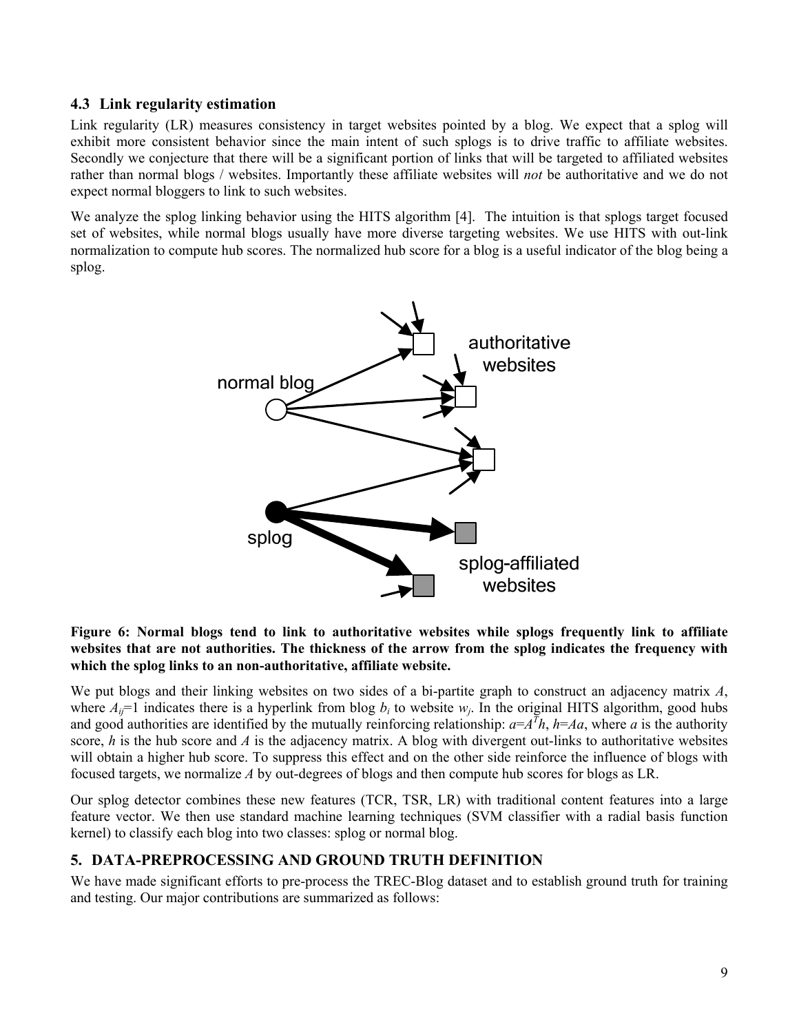### 4.3 Link regularity estimation

Link regularity (LR) measures consistency in target websites pointed by a blog. We expect that a splog will exhibit more consistent behavior since the main intent of such splogs is to drive traffic to affiliate websites. Secondly we conjecture that there will be a significant portion of links that will be targeted to affiliated websites rather than normal blogs / websites. Importantly these affiliate websites will *not* be authoritative and we do not expect normal bloggers to link to such websites.

We analyze the splog linking behavior using the HITS algorithm [4]. The intuition is that splogs target focused set of websites, while normal blogs usually have more diverse targeting websites. We use HITS with out-link normalization to compute hub scores. The normalized hub score for a blog is a useful indicator of the blog being a splog.

**Figure 6: Normal blogs tend to link to authoritative websites while splogs frequently link to affiliate websites that are not authorities. The thickness of the arrow from the splog indicates the frequency with which the splog links to an non-authoritative, affiliate website.**

We put blogs and their linking websites on two sides of a bi-partite graph to construct an adjacency matrix $A$, where $A_{ij}=1$ indicates there is a hyperlink from blog $b_i$ to website $w_j$. In the original HITS algorithm, good hubs and good authorities are identified by the mutually reinforcing relationship: $a=A^T h$, $h=Aa$, where $a$ is the authority score, $h$ is the hub score and $A$ is the adjacency matrix. A blog with divergent out-links to authoritative websites will obtain a higher hub score. To suppress this effect and on the other side reinforce the influence of blogs with focused targets, we normalize $A$ by out-degrees of blogs and then compute hub scores for blogs as LR.

Our splog detector combines these new features (TCR, TSR, LR) with traditional content features into a large feature vector. We then use standard machine learning techniques (SVM classifier with a radial basis function kernel) to classify each blog into two classes: splog or normal blog.

## 5. DATA-PREPROCESSING AND GROUND TRUTH DEFINITION

We have made significant efforts to pre-process the TREC-Blog dataset and to establish ground truth for training and testing. Our major contributions are summarized as follows: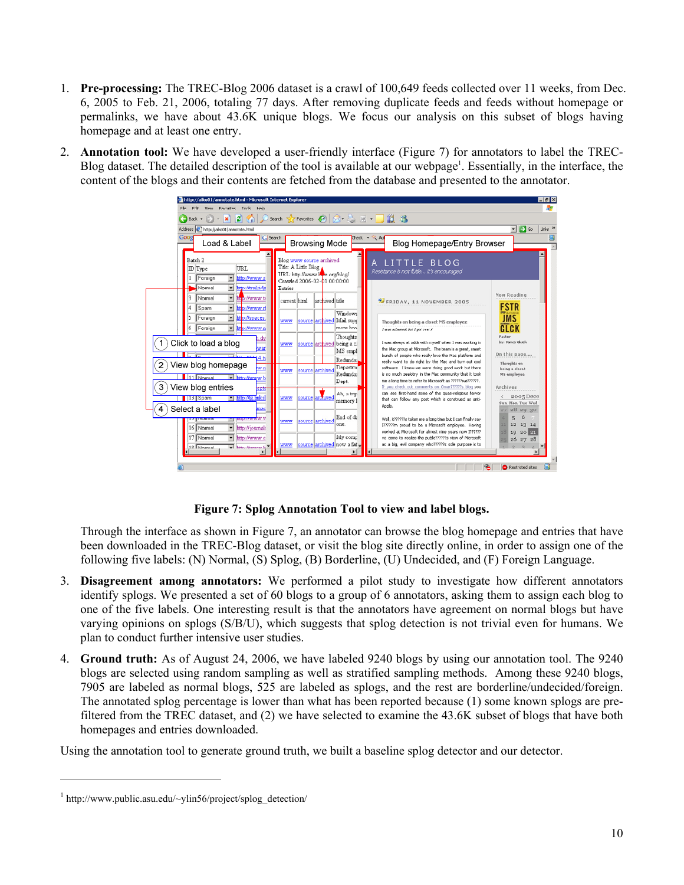1. **Pre-processing:** The TREC-Blog 2006 dataset is a crawl of 100,649 feeds collected over 11 weeks, from Dec. 6, 2005 to Feb. 21, 2006, totaling 77 days. After removing duplicate feeds and feeds without homepage or permalinks, we have about 43.6K unique blogs. We focus our analysis on this subset of blogs having homepage and at least one entry.

2. **Annotation tool:** We have developed a user-friendly interface (Figure 7) for annotators to label the TREC-Blog dataset. The detailed description of the tool is available at our webpage[1]. Essentially, in the interface, the content of the blogs and their contents are fetched from the database and presented to the annotator.

**Figure 7: Splog Annotation Tool to view and label blogs.**

Through the interface as shown in Figure 7, an annotator can browse the blog homepage and entries that have been downloaded in the TREC-Blog dataset, or visit the blog site directly online, in order to assign one of the following five labels: (N) Normal, (S) Splog, (B) Borderline, (U) Undecided, and (F) Foreign Language.

3. **Disagreement among annotators:** We performed a pilot study to investigate how different annotators identify splogs. We presented a set of 60 blogs to a group of 6 annotators, asking them to assign each blog to one of the five labels. One interesting result is that the annotators have agreement on normal blogs but have varying opinions on splogs (S/B/U), which suggests that splog detection is not trivial even for humans. We plan to conduct further intensive user studies.

4. **Ground truth:** As of August 24, 2006, we have labeled 9240 blogs by using our annotation tool. The 9240 blogs are selected using random sampling as well as stratified sampling methods. Among these 9240 blogs, 7905 are labeled as normal blogs, 525 are labeled as splogs, and the rest are borderline/undecided/foreign. The annotated splog percentage is lower than what has been reported because (1) some known splogs are pre-filtered from the TREC dataset, and (2) we have selected to examine the 43.6K subset of blogs that have both homepages and entries downloaded.

Using the annotation tool to generate ground truth, we built a baseline splog detector and our detector.

[1] http://www.public.asu.edu/~ylin56/project/splog_detection/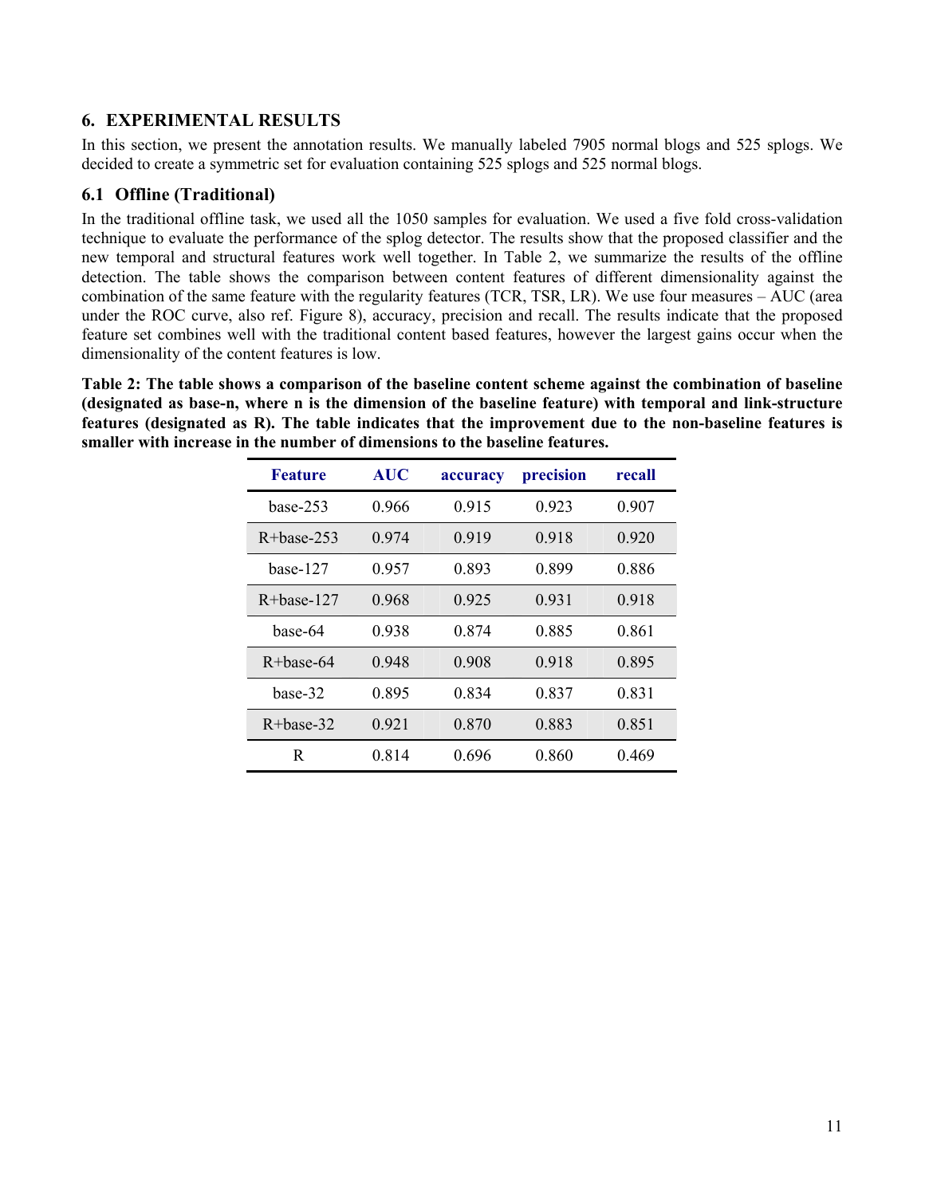## 6. EXPERIMENTAL RESULTS

In this section, we present the annotation results. We manually labeled 7905 normal blogs and 525 splogs. We decided to create a symmetric set for evaluation containing 525 splogs and 525 normal blogs.

### 6.1 Offline (Traditional)

In the traditional offline task, we used all the 1050 samples for evaluation. We used a five fold cross-validation technique to evaluate the performance of the splog detector. The results show that the proposed classifier and the new temporal and structural features work well together. In Table 2, we summarize the results of the offline detection. The table shows the comparison between content features of different dimensionality against the combination of the same feature with the regularity features (TCR, TSR, LR). We use four measures – AUC (area under the ROC curve, also ref. Figure 8), accuracy, precision and recall. The results indicate that the proposed feature set combines well with the traditional content based features, however the largest gains occur when the dimensionality of the content features is low.

**Table 2: The table shows a comparison of the baseline content scheme against the combination of baseline (designated as base-n, where n is the dimension of the baseline feature) with temporal and link-structure features (designated as R). The table indicates that the improvement due to the non-baseline features is smaller with increase in the number of dimensions to the baseline features.**

| Feature | AUC | accuracy | precision | recall |
|---|---|---|---|---|
| base-253 | 0.966 | 0.915 | 0.923 | 0.907 |
| R+base-253 | 0.974 | 0.919 | 0.918 | 0.920 |
| base-127 | 0.957 | 0.893 | 0.899 | 0.886 |
| R+base-127 | 0.968 | 0.925 | 0.931 | 0.918 |
| base-64 | 0.938 | 0.874 | 0.885 | 0.861 |
| R+base-64 | 0.948 | 0.908 | 0.918 | 0.895 |
| base-32 | 0.895 | 0.834 | 0.837 | 0.831 |
| R+base-32 | 0.921 | 0.870 | 0.883 | 0.851 |
| R | 0.814 | 0.696 | 0.860 | 0.469 |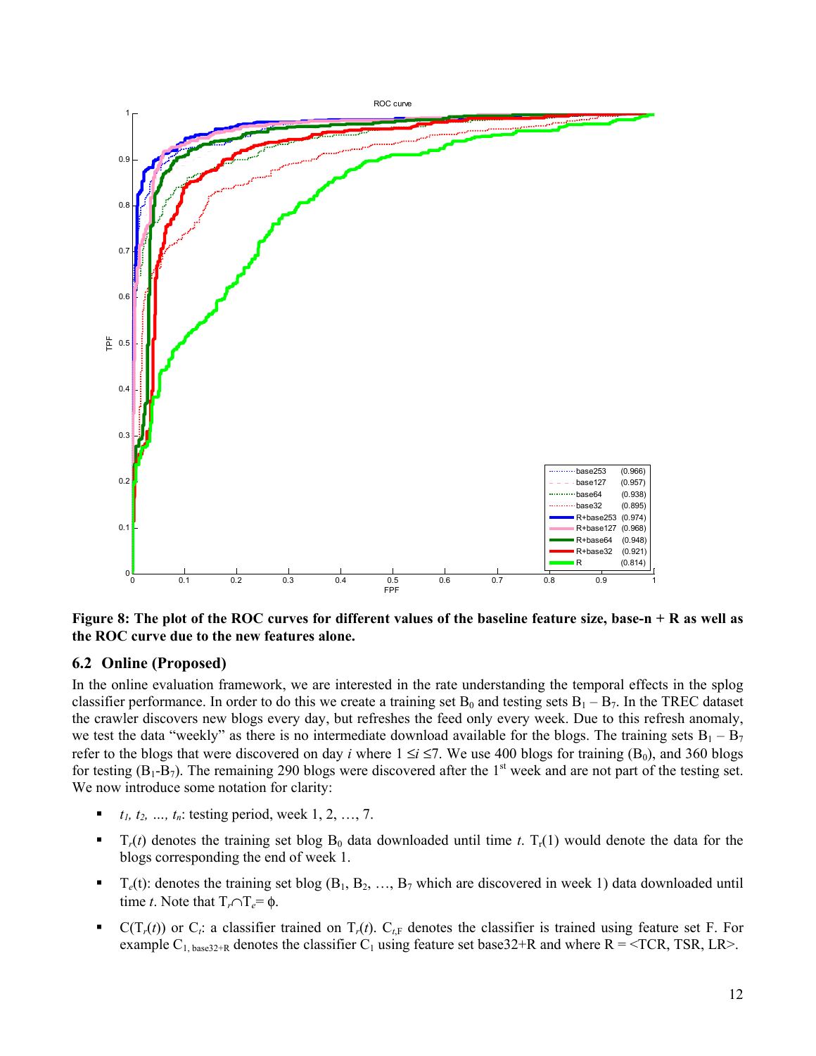**Figure 8: The plot of the ROC curves for different values of the baseline feature size, base-n + R as well as the ROC curve due to the new features alone.**

## 6.2 Online (Proposed)

In the online evaluation framework, we are interested in the rate understanding the temporal effects in the splog classifier performance. In order to do this we create a training set $B_0$ and testing sets $B_1 – B_7$. In the TREC dataset the crawler discovers new blogs every day, but refreshes the feed only every week. Due to this refresh anomaly, we test the data "weekly" as there is no intermediate download available for the blogs. The training sets $B_1 – B_7$ refer to the blogs that were discovered on day $i$ where $1 \leq i \leq 7$. We use 400 blogs for training ($B_0$), and 360 blogs for testing ($B_1$-$B_7$). The remaining 290 blogs were discovered after the 1st week and are not part of the testing set. We now introduce some notation for clarity:

- $t_1, t_2, \ldots, t_n$: testing period, week 1, 2, …, 7.
- $T_r(t)$ denotes the training set blog $B_0$ data downloaded until time $t$. $T_r(1)$ would denote the data for the blogs corresponding the end of week 1.
- $T_e(t)$: denotes the training set blog ($B_1, B_2, \ldots, B_7$ which are discovered in week 1) data downloaded until time $t$. Note that $T_r \cap T_e = \phi$.
- $C(T_r(t))$ or $C_t$: a classifier trained on $T_r(t)$. $C_{t,F}$ denotes the classifier is trained using feature set F. For example $C_{1,\text{ base32+R}}$ denotes the classifier $C_1$ using feature set base32+R and where R = <TCR, TSR, LR>.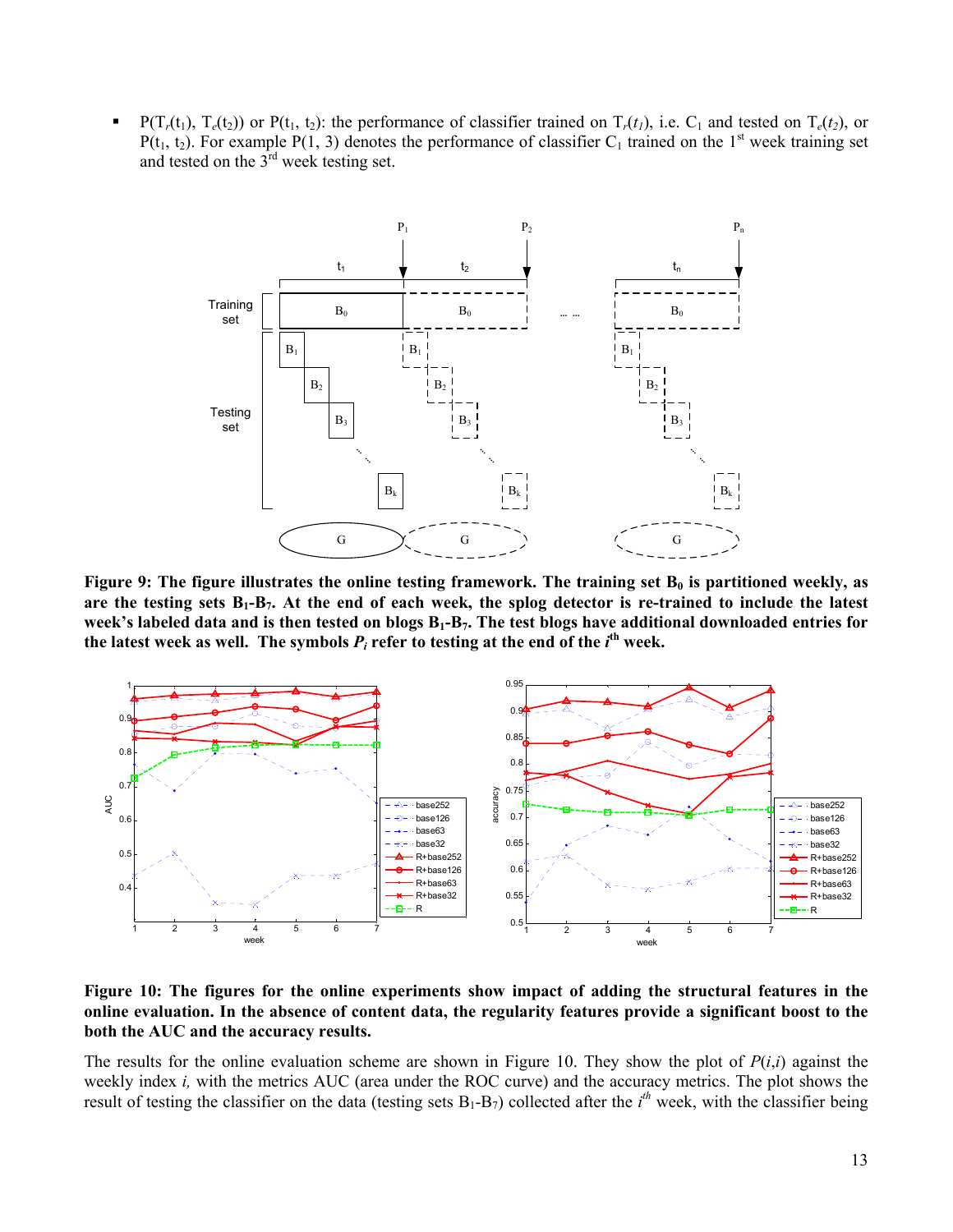- $P(T_r(t_1), T_e(t_2))$ or $P(t_1, t_2)$: the performance of classifier trained on $T_r(t_1)$, i.e. $C_1$ and tested on $T_e(t_2)$, or $P(t_1, t_2)$. For example $P(1, 3)$ denotes the performance of classifier $C_1$ trained on the 1st week training set and tested on the 3rd week testing set.

**Figure 9: The figure illustrates the online testing framework. The training set $B_0$ is partitioned weekly, as are the testing sets $B_1$-$B_7$. At the end of each week, the splog detector is re-trained to include the latest week's labeled data and is then tested on blogs $B_1$-$B_7$. The test blogs have additional downloaded entries for the latest week as well. The symbols $P_i$ refer to testing at the end of the $i^{th}$ week.**

**Figure 10: The figures for the online experiments show impact of adding the structural features in the online evaluation. In the absence of content data, the regularity features provide a significant boost to the both the AUC and the accuracy results.**

The results for the online evaluation scheme are shown in Figure 10. They show the plot of $P(i,i)$ against the weekly index $i$, with the metrics AUC (area under the ROC curve) and the accuracy metrics. The plot shows the result of testing the classifier on the data (testing sets $B_1$-$B_7$) collected after the $i^{th}$ week, with the classifier being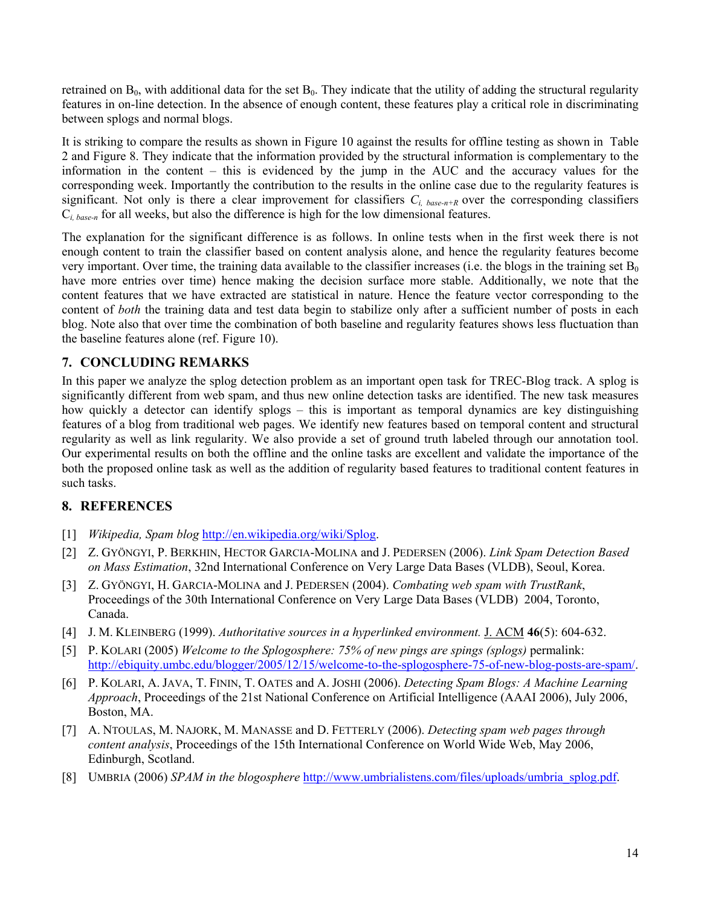retrained on $B_0$, with additional data for the set $B_0$. They indicate that the utility of adding the structural regularity features in on-line detection. In the absence of enough content, these features play a critical role in discriminating between splogs and normal blogs.

It is striking to compare the results as shown in Figure 10 against the results for offline testing as shown in Table 2 and Figure 8. They indicate that the information provided by the structural information is complementary to the information in the content – this is evidenced by the jump in the AUC and the accuracy values for the corresponding week. Importantly the contribution to the results in the online case due to the regularity features is significant. Not only is there a clear improvement for classifiers $C_{i,\ base\text{-}n+R}$ over the corresponding classifiers $C_{i,\ base\text{-}n}$ for all weeks, but also the difference is high for the low dimensional features.

The explanation for the significant difference is as follows. In online tests when in the first week there is not enough content to train the classifier based on content analysis alone, and hence the regularity features become very important. Over time, the training data available to the classifier increases (i.e. the blogs in the training set $B_0$ have more entries over time) hence making the decision surface more stable. Additionally, we note that the content features that we have extracted are statistical in nature. Hence the feature vector corresponding to the content of *both* the training data and test data begin to stabilize only after a sufficient number of posts in each blog. Note also that over time the combination of both baseline and regularity features shows less fluctuation than the baseline features alone (ref. Figure 10).

## 7. CONCLUDING REMARKS

In this paper we analyze the splog detection problem as an important open task for TREC-Blog track. A splog is significantly different from web spam, and thus new online detection tasks are identified. The new task measures how quickly a detector can identify splogs – this is important as temporal dynamics are key distinguishing features of a blog from traditional web pages. We identify new features based on temporal content and structural regularity as well as link regularity. We also provide a set of ground truth labeled through our annotation tool. Our experimental results on both the offline and the online tasks are excellent and validate the importance of the both the proposed online task as well as the addition of regularity based features to traditional content features in such tasks.

## 8. REFERENCES

[1] *Wikipedia, Spam blog* http://en.wikipedia.org/wiki/Splog.

[2] Z. GYÖNGYI, P. BERKHIN, HECTOR GARCIA-MOLINA and J. PEDERSEN (2006). *Link Spam Detection Based on Mass Estimation*, 32nd International Conference on Very Large Data Bases (VLDB), Seoul, Korea.

[3] Z. GYÖNGYI, H. GARCIA-MOLINA and J. PEDERSEN (2004). *Combating web spam with TrustRank*, Proceedings of the 30th International Conference on Very Large Data Bases (VLDB) 2004, Toronto, Canada.

[4] J. M. KLEINBERG (1999). *Authoritative sources in a hyperlinked environment.* J. ACM **46**(5): 604-632.

[5] P. KOLARI (2005) *Welcome to the Splogosphere: 75% of new pings are spings (splogs)* permalink: http://ebiquity.umbc.edu/blogger/2005/12/15/welcome-to-the-splogosphere-75-of-new-blog-posts-are-spam/.

[6] P. KOLARI, A. JAVA, T. FININ, T. OATES and A. JOSHI (2006). *Detecting Spam Blogs: A Machine Learning Approach*, Proceedings of the 21st National Conference on Artificial Intelligence (AAAI 2006), July 2006, Boston, MA.

[7] A. NTOULAS, M. NAJORK, M. MANASSE and D. FETTERLY (2006). *Detecting spam web pages through content analysis*, Proceedings of the 15th International Conference on World Wide Web, May 2006, Edinburgh, Scotland.

[8] UMBRIA (2006) *SPAM in the blogosphere* http://www.umbrialistens.com/files/uploads/umbria_splog.pdf.